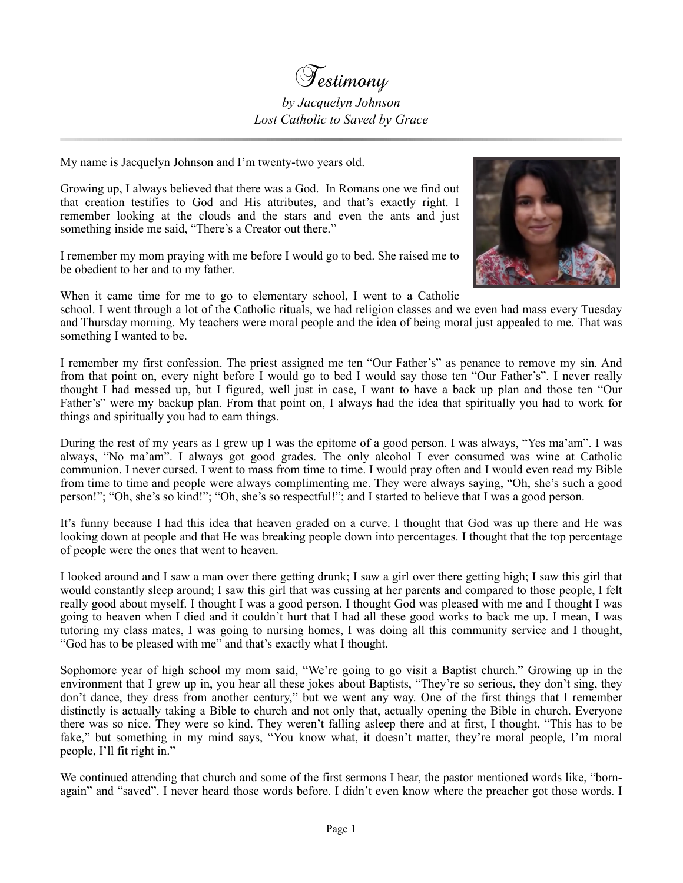# Testimony

*by Jacquelyn Johnson*
*Lost Catholic to Saved by Grace*

---

My name is Jacquelyn Johnson and I'm twenty-two years old.

Growing up, I always believed that there was a God. In Romans one we find out that creation testifies to God and His attributes, and that's exactly right. I remember looking at the clouds and the stars and even the ants and just something inside me said, "There's a Creator out there."

I remember my mom praying with me before I would go to bed. She raised me to be obedient to her and to my father.

When it came time for me to go to elementary school, I went to a Catholic school. I went through a lot of the Catholic rituals, we had religion classes and we even had mass every Tuesday and Thursday morning. My teachers were moral people and the idea of being moral just appealed to me. That was something I wanted to be.

I remember my first confession. The priest assigned me ten "Our Father's" as penance to remove my sin. And from that point on, every night before I would go to bed I would say those ten "Our Father's". I never really thought I had messed up, but I figured, well just in case, I want to have a back up plan and those ten "Our Father's" were my backup plan. From that point on, I always had the idea that spiritually you had to work for things and spiritually you had to earn things.

During the rest of my years as I grew up I was the epitome of a good person. I was always, "Yes ma'am". I was always, "No ma'am". I always got good grades. The only alcohol I ever consumed was wine at Catholic communion. I never cursed. I went to mass from time to time. I would pray often and I would even read my Bible from time to time and people were always complimenting me. They were always saying, "Oh, she's such a good person!"; "Oh, she's so kind!"; "Oh, she's so respectful!"; and I started to believe that I was a good person.

It's funny because I had this idea that heaven graded on a curve. I thought that God was up there and He was looking down at people and that He was breaking people down into percentages. I thought that the top percentage of people were the ones that went to heaven.

I looked around and I saw a man over there getting drunk; I saw a girl over there getting high; I saw this girl that would constantly sleep around; I saw this girl that was cussing at her parents and compared to those people, I felt really good about myself. I thought I was a good person. I thought God was pleased with me and I thought I was going to heaven when I died and it couldn't hurt that I had all these good works to back me up. I mean, I was tutoring my class mates, I was going to nursing homes, I was doing all this community service and I thought, "God has to be pleased with me" and that's exactly what I thought.

Sophomore year of high school my mom said, "We're going to go visit a Baptist church." Growing up in the environment that I grew up in, you hear all these jokes about Baptists, "They're so serious, they don't sing, they don't dance, they dress from another century," but we went any way. One of the first things that I remember distinctly is actually taking a Bible to church and not only that, actually opening the Bible in church. Everyone there was so nice. They were so kind. They weren't falling asleep there and at first, I thought, "This has to be fake," but something in my mind says, "You know what, it doesn't matter, they're moral people, I'm moral people, I'll fit right in."

We continued attending that church and some of the first sermons I hear, the pastor mentioned words like, "born-again" and "saved". I never heard those words before. I didn't even know where the preacher got those words. I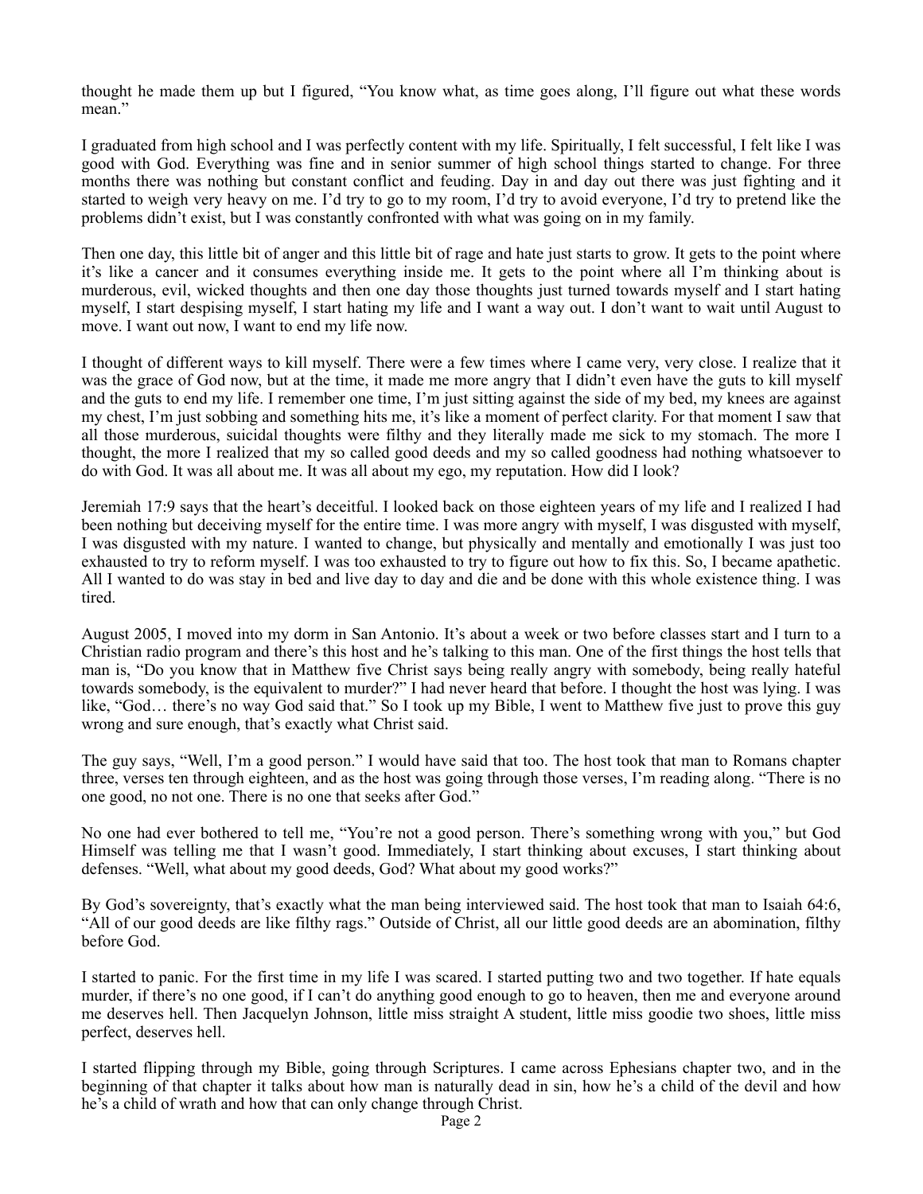thought he made them up but I figured, "You know what, as time goes along, I'll figure out what these words mean."

I graduated from high school and I was perfectly content with my life. Spiritually, I felt successful, I felt like I was good with God. Everything was fine and in senior summer of high school things started to change. For three months there was nothing but constant conflict and feuding. Day in and day out there was just fighting and it started to weigh very heavy on me. I'd try to go to my room, I'd try to avoid everyone, I'd try to pretend like the problems didn't exist, but I was constantly confronted with what was going on in my family.

Then one day, this little bit of anger and this little bit of rage and hate just starts to grow. It gets to the point where it's like a cancer and it consumes everything inside me. It gets to the point where all I'm thinking about is murderous, evil, wicked thoughts and then one day those thoughts just turned towards myself and I start hating myself, I start despising myself, I start hating my life and I want a way out. I don't want to wait until August to move. I want out now, I want to end my life now.

I thought of different ways to kill myself. There were a few times where I came very, very close. I realize that it was the grace of God now, but at the time, it made me more angry that I didn't even have the guts to kill myself and the guts to end my life. I remember one time, I'm just sitting against the side of my bed, my knees are against my chest, I'm just sobbing and something hits me, it's like a moment of perfect clarity. For that moment I saw that all those murderous, suicidal thoughts were filthy and they literally made me sick to my stomach. The more I thought, the more I realized that my so called good deeds and my so called goodness had nothing whatsoever to do with God. It was all about me. It was all about my ego, my reputation. How did I look?

Jeremiah 17:9 says that the heart's deceitful. I looked back on those eighteen years of my life and I realized I had been nothing but deceiving myself for the entire time. I was more angry with myself, I was disgusted with myself, I was disgusted with my nature. I wanted to change, but physically and mentally and emotionally I was just too exhausted to try to reform myself. I was too exhausted to try to figure out how to fix this. So, I became apathetic. All I wanted to do was stay in bed and live day to day and die and be done with this whole existence thing. I was tired.

August 2005, I moved into my dorm in San Antonio. It's about a week or two before classes start and I turn to a Christian radio program and there's this host and he's talking to this man. One of the first things the host tells that man is, "Do you know that in Matthew five Christ says being really angry with somebody, being really hateful towards somebody, is the equivalent to murder?" I had never heard that before. I thought the host was lying. I was like, "God… there's no way God said that." So I took up my Bible, I went to Matthew five just to prove this guy wrong and sure enough, that's exactly what Christ said.

The guy says, "Well, I'm a good person." I would have said that too. The host took that man to Romans chapter three, verses ten through eighteen, and as the host was going through those verses, I'm reading along. "There is no one good, no not one. There is no one that seeks after God."

No one had ever bothered to tell me, "You're not a good person. There's something wrong with you," but God Himself was telling me that I wasn't good. Immediately, I start thinking about excuses, I start thinking about defenses. "Well, what about my good deeds, God? What about my good works?"

By God's sovereignty, that's exactly what the man being interviewed said. The host took that man to Isaiah 64:6, "All of our good deeds are like filthy rags." Outside of Christ, all our little good deeds are an abomination, filthy before God.

I started to panic. For the first time in my life I was scared. I started putting two and two together. If hate equals murder, if there's no one good, if I can't do anything good enough to go to heaven, then me and everyone around me deserves hell. Then Jacquelyn Johnson, little miss straight A student, little miss goodie two shoes, little miss perfect, deserves hell.

I started flipping through my Bible, going through Scriptures. I came across Ephesians chapter two, and in the beginning of that chapter it talks about how man is naturally dead in sin, how he's a child of the devil and how he's a child of wrath and how that can only change through Christ.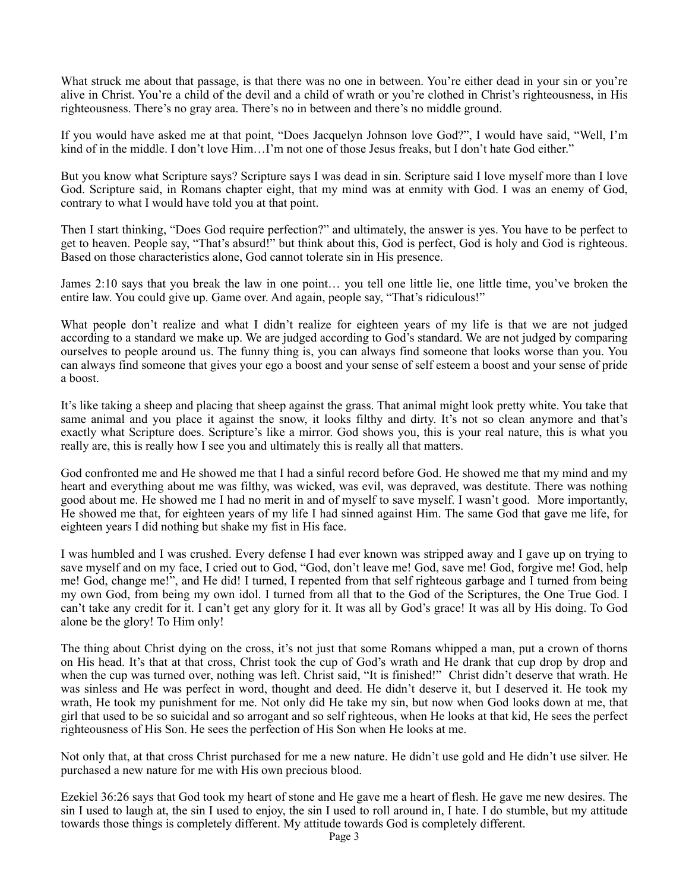What struck me about that passage, is that there was no one in between. You're either dead in your sin or you're alive in Christ. You're a child of the devil and a child of wrath or you're clothed in Christ's righteousness, in His righteousness. There's no gray area. There's no in between and there's no middle ground.

If you would have asked me at that point, "Does Jacquelyn Johnson love God?", I would have said, "Well, I'm kind of in the middle. I don't love Him…I'm not one of those Jesus freaks, but I don't hate God either."

But you know what Scripture says? Scripture says I was dead in sin. Scripture said I love myself more than I love God. Scripture said, in Romans chapter eight, that my mind was at enmity with God. I was an enemy of God, contrary to what I would have told you at that point.

Then I start thinking, "Does God require perfection?" and ultimately, the answer is yes. You have to be perfect to get to heaven. People say, "That's absurd!" but think about this, God is perfect, God is holy and God is righteous. Based on those characteristics alone, God cannot tolerate sin in His presence.

James 2:10 says that you break the law in one point… you tell one little lie, one little time, you've broken the entire law. You could give up. Game over. And again, people say, "That's ridiculous!"

What people don't realize and what I didn't realize for eighteen years of my life is that we are not judged according to a standard we make up. We are judged according to God's standard. We are not judged by comparing ourselves to people around us. The funny thing is, you can always find someone that looks worse than you. You can always find someone that gives your ego a boost and your sense of self esteem a boost and your sense of pride a boost.

It's like taking a sheep and placing that sheep against the grass. That animal might look pretty white. You take that same animal and you place it against the snow, it looks filthy and dirty. It's not so clean anymore and that's exactly what Scripture does. Scripture's like a mirror. God shows you, this is your real nature, this is what you really are, this is really how I see you and ultimately this is really all that matters.

God confronted me and He showed me that I had a sinful record before God. He showed me that my mind and my heart and everything about me was filthy, was wicked, was evil, was depraved, was destitute. There was nothing good about me. He showed me I had no merit in and of myself to save myself. I wasn't good. More importantly, He showed me that, for eighteen years of my life I had sinned against Him. The same God that gave me life, for eighteen years I did nothing but shake my fist in His face.

I was humbled and I was crushed. Every defense I had ever known was stripped away and I gave up on trying to save myself and on my face, I cried out to God, "God, don't leave me! God, save me! God, forgive me! God, help me! God, change me!", and He did! I turned, I repented from that self righteous garbage and I turned from being my own God, from being my own idol. I turned from all that to the God of the Scriptures, the One True God. I can't take any credit for it. I can't get any glory for it. It was all by God's grace! It was all by His doing. To God alone be the glory! To Him only!

The thing about Christ dying on the cross, it's not just that some Romans whipped a man, put a crown of thorns on His head. It's that at that cross, Christ took the cup of God's wrath and He drank that cup drop by drop and when the cup was turned over, nothing was left. Christ said, "It is finished!" Christ didn't deserve that wrath. He was sinless and He was perfect in word, thought and deed. He didn't deserve it, but I deserved it. He took my wrath, He took my punishment for me. Not only did He take my sin, but now when God looks down at me, that girl that used to be so suicidal and so arrogant and so self righteous, when He looks at that kid, He sees the perfect righteousness of His Son. He sees the perfection of His Son when He looks at me.

Not only that, at that cross Christ purchased for me a new nature. He didn't use gold and He didn't use silver. He purchased a new nature for me with His own precious blood.

Ezekiel 36:26 says that God took my heart of stone and He gave me a heart of flesh. He gave me new desires. The sin I used to laugh at, the sin I used to enjoy, the sin I used to roll around in, I hate. I do stumble, but my attitude towards those things is completely different. My attitude towards God is completely different.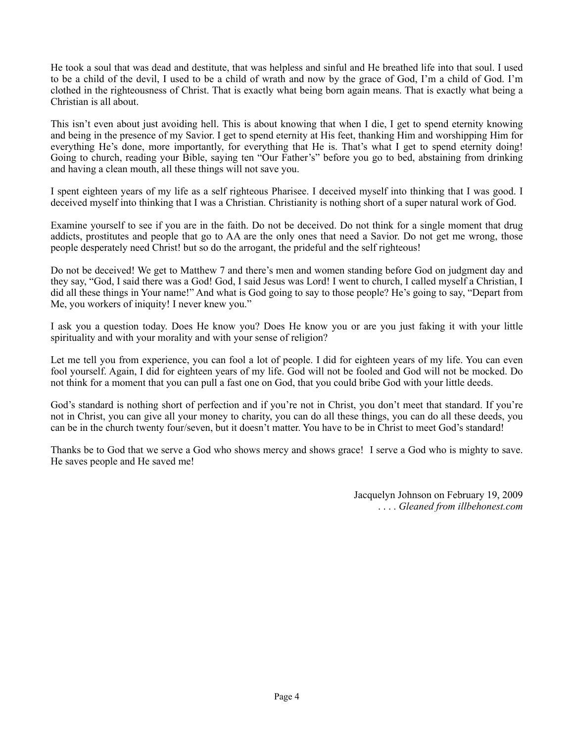He took a soul that was dead and destitute, that was helpless and sinful and He breathed life into that soul. I used to be a child of the devil, I used to be a child of wrath and now by the grace of God, I'm a child of God. I'm clothed in the righteousness of Christ. That is exactly what being born again means. That is exactly what being a Christian is all about.

This isn't even about just avoiding hell. This is about knowing that when I die, I get to spend eternity knowing and being in the presence of my Savior. I get to spend eternity at His feet, thanking Him and worshipping Him for everything He's done, more importantly, for everything that He is. That's what I get to spend eternity doing! Going to church, reading your Bible, saying ten "Our Father's" before you go to bed, abstaining from drinking and having a clean mouth, all these things will not save you.

I spent eighteen years of my life as a self righteous Pharisee. I deceived myself into thinking that I was good. I deceived myself into thinking that I was a Christian. Christianity is nothing short of a super natural work of God.

Examine yourself to see if you are in the faith. Do not be deceived. Do not think for a single moment that drug addicts, prostitutes and people that go to AA are the only ones that need a Savior. Do not get me wrong, those people desperately need Christ! but so do the arrogant, the prideful and the self righteous!

Do not be deceived! We get to Matthew 7 and there's men and women standing before God on judgment day and they say, "God, I said there was a God! God, I said Jesus was Lord! I went to church, I called myself a Christian, I did all these things in Your name!" And what is God going to say to those people? He's going to say, "Depart from Me, you workers of iniquity! I never knew you."

I ask you a question today. Does He know you? Does He know you or are you just faking it with your little spirituality and with your morality and with your sense of religion?

Let me tell you from experience, you can fool a lot of people. I did for eighteen years of my life. You can even fool yourself. Again, I did for eighteen years of my life. God will not be fooled and God will not be mocked. Do not think for a moment that you can pull a fast one on God, that you could bribe God with your little deeds.

God's standard is nothing short of perfection and if you're not in Christ, you don't meet that standard. If you're not in Christ, you can give all your money to charity, you can do all these things, you can do all these deeds, you can be in the church twenty four/seven, but it doesn't matter. You have to be in Christ to meet God's standard!

Thanks be to God that we serve a God who shows mercy and shows grace! I serve a God who is mighty to save. He saves people and He saved me!

Jacquelyn Johnson on February 19, 2009
*. . . . Gleaned from illbehonest.com*